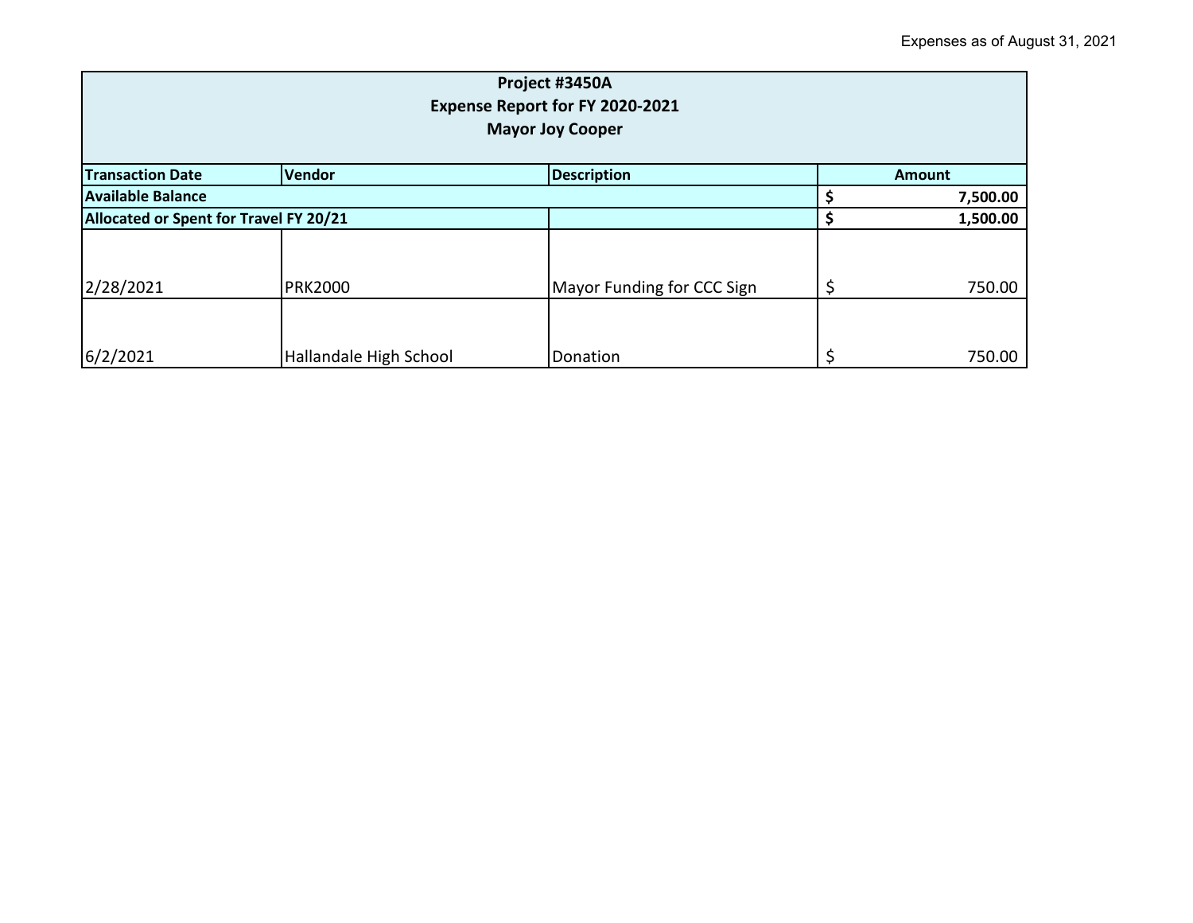Expenses as of August 31, 2021

| Project #3450A<br>Expense Report for FY 2020-2021<br>Mayor Joy Cooper | | | |
|---|---|---|---|
| **Transaction Date** | **Vendor** | **Description** | **Amount** |
| **Available Balance** | | | **$ 7,500.00** |
| **Allocated or Spent for Travel FY 20/21** | | | **$ 1,500.00** |
| 2/28/2021 | PRK2000 | Mayor Funding for CCC Sign | $ 750.00 |
| 6/2/2021 | Hallandale High School | Donation | $ 750.00 |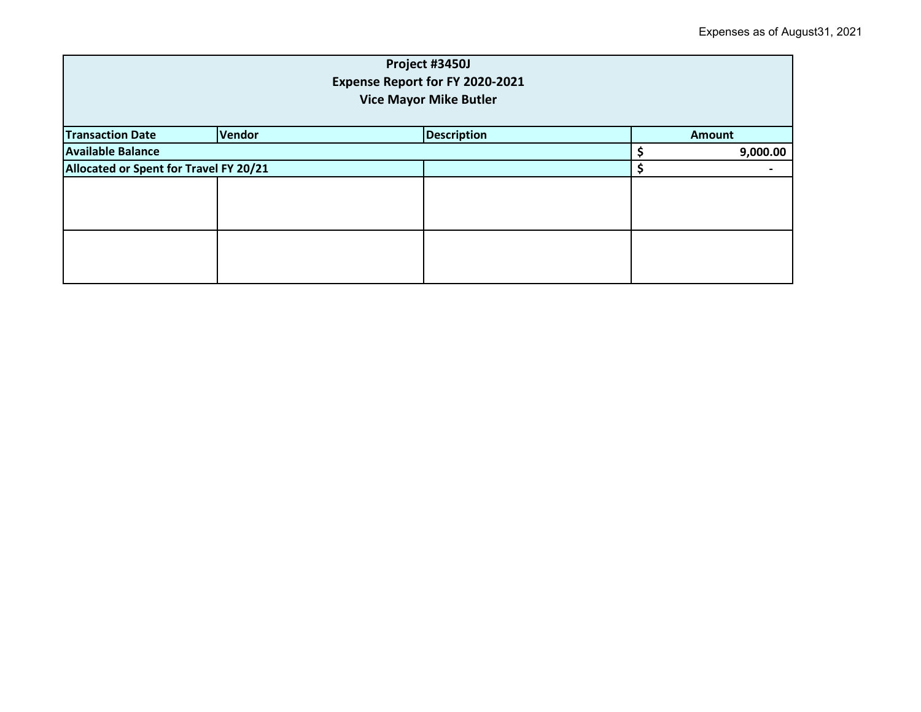Expenses as of August31, 2021

| Project #3450J<br>Expense Report for FY 2020-2021<br>Vice Mayor Mike Butler | | | |
|---|---|---|---|
| **Transaction Date** | **Vendor** | **Description** | **Amount** |
| **Available Balance** | | | **$ 9,000.00** |
| **Allocated or Spent for Travel FY 20/21** | | | **$ -** |
| | | | |
| | | | |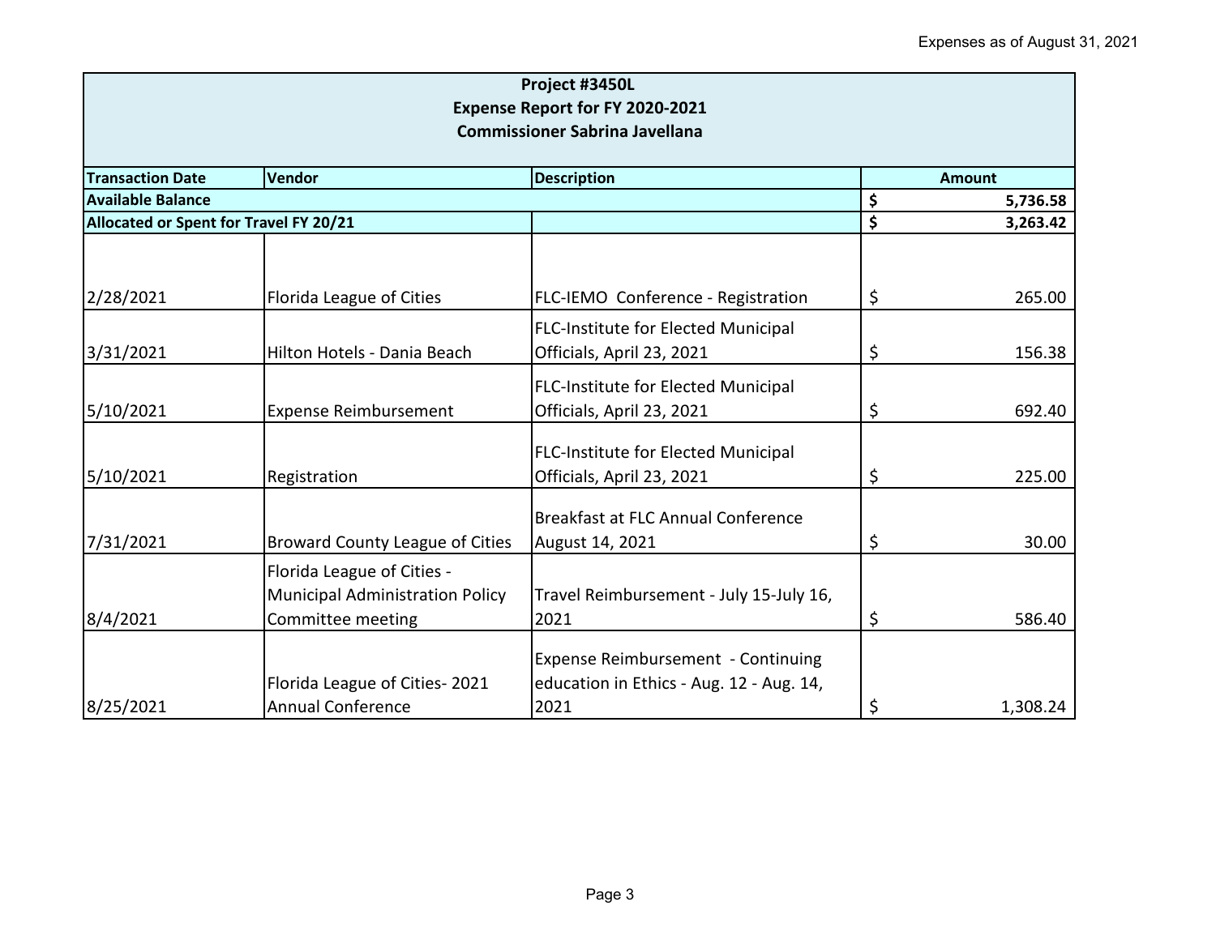Expenses as of August 31, 2021

**Project #3450L**
**Expense Report for FY 2020-2021**
**Commissioner Sabrina Javellana**

| Transaction Date | Vendor | Description | Amount |
|---|---|---|---|
| **Available Balance** | | | **$ 5,736.58** |
| **Allocated or Spent for Travel FY 20/21** | | | **$ 3,263.42** |
| | | | |
| 2/28/2021 | Florida League of Cities | FLC-IEMO Conference - Registration | $ 265.00 |
| 3/31/2021 | Hilton Hotels - Dania Beach | FLC-Institute for Elected Municipal Officials, April 23, 2021 | $ 156.38 |
| 5/10/2021 | Expense Reimbursement | FLC-Institute for Elected Municipal Officials, April 23, 2021 | $ 692.40 |
| 5/10/2021 | Registration | FLC-Institute for Elected Municipal Officials, April 23, 2021 | $ 225.00 |
| 7/31/2021 | Broward County League of Cities | Breakfast at FLC Annual Conference August 14, 2021 | $ 30.00 |
| 8/4/2021 | Florida League of Cities - Municipal Administration Policy Committee meeting | Travel Reimbursement - July 15-July 16, 2021 | $ 586.40 |
| 8/25/2021 | Florida League of Cities- 2021 Annual Conference | Expense Reimbursement - Continuing education in Ethics - Aug. 12 - Aug. 14, 2021 | $ 1,308.24 |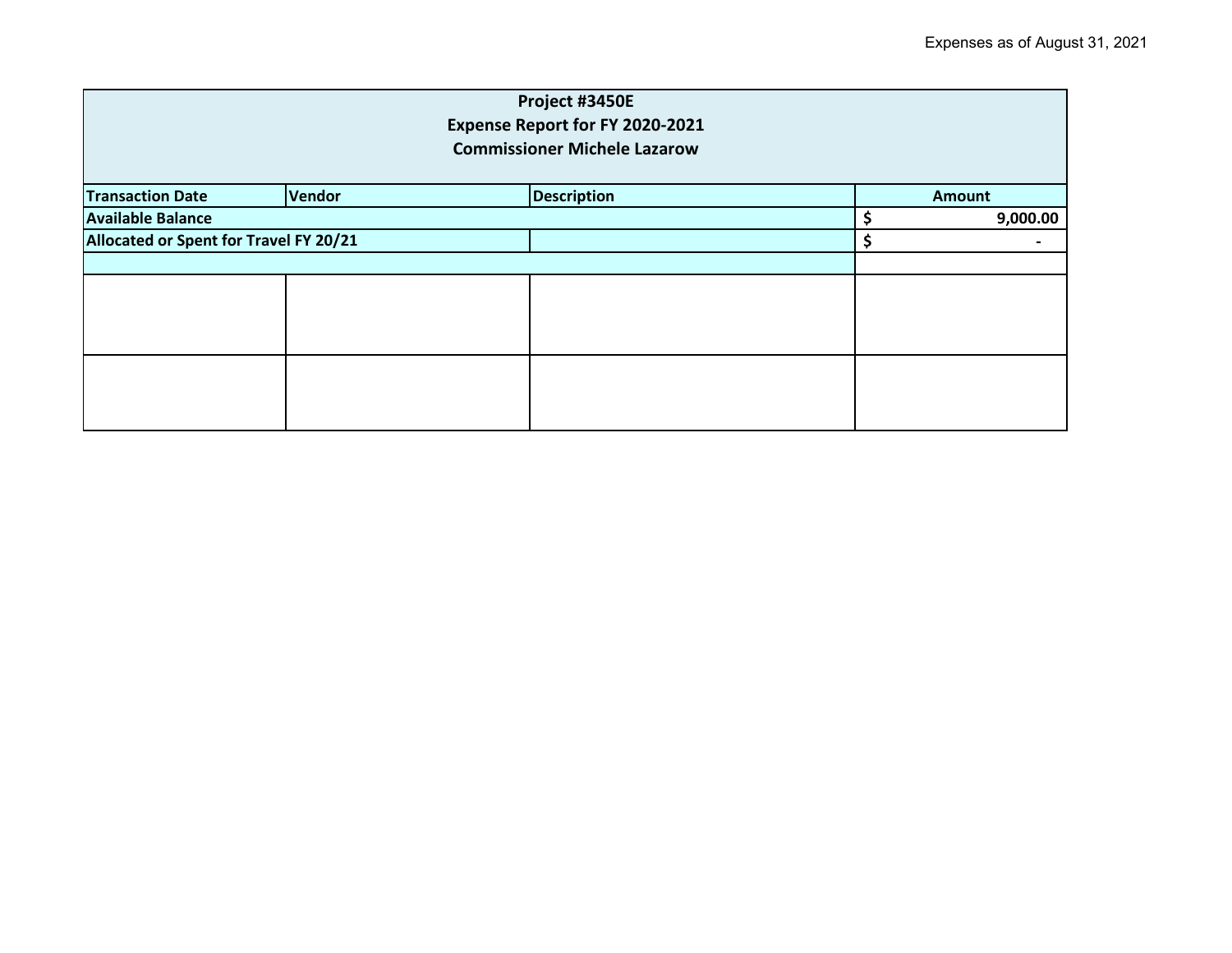Expenses as of August 31, 2021

| Project #3450E<br>Expense Report for FY 2020-2021<br>Commissioner Michele Lazarow | | | |
|---|---|---|---|
| **Transaction Date** | **Vendor** | **Description** | **Amount** |
| **Available Balance** | | | **$ 9,000.00** |
| **Allocated or Spent for Travel FY 20/21** | | | **$ -** |
| | | | |
| | | | |
| | | | |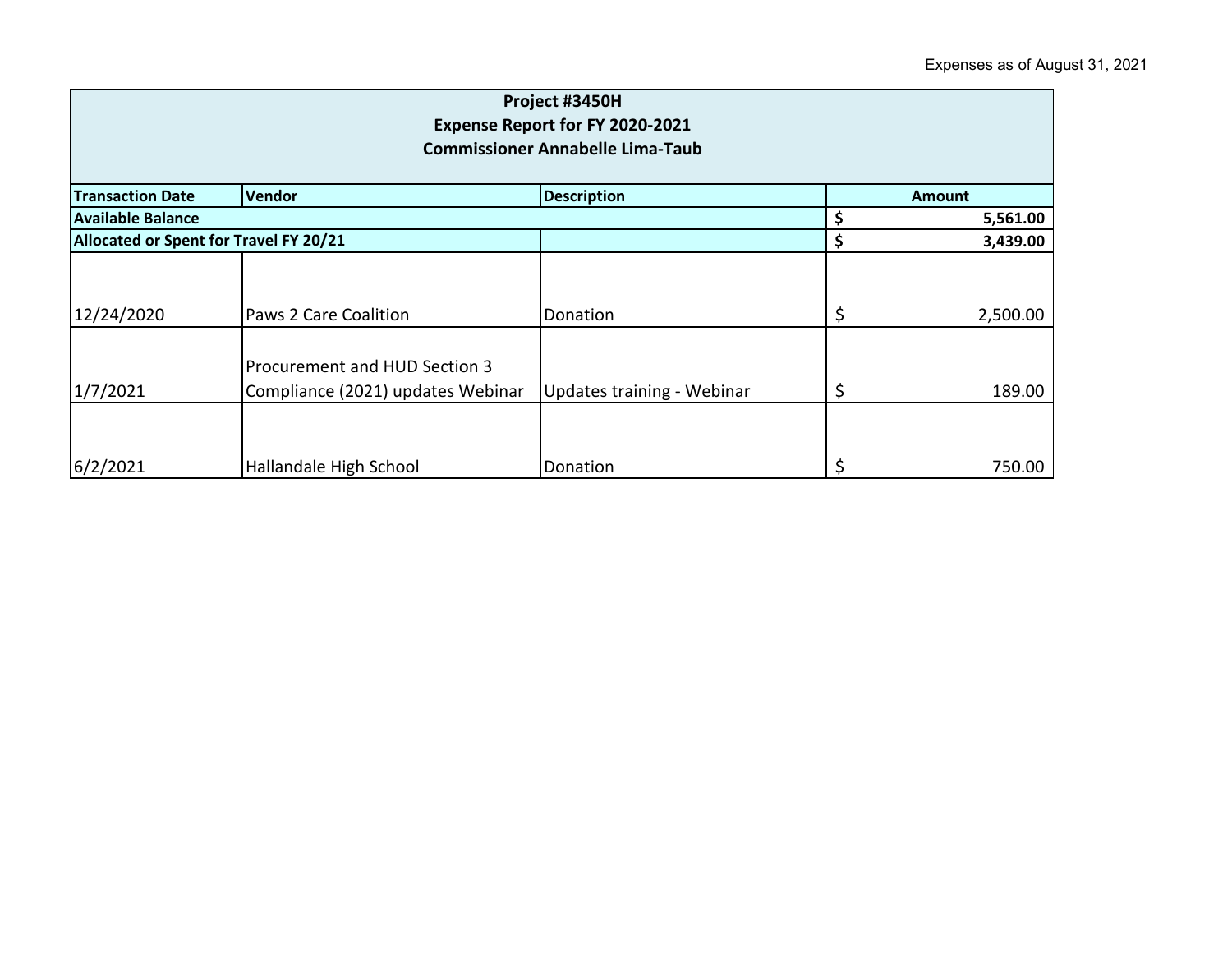Expenses as of August 31, 2021

| Project #3450H<br>Expense Report for FY 2020-2021<br>Commissioner Annabelle Lima-Taub | | | |
|---|---|---|---|
| **Transaction Date** | **Vendor** | **Description** | **Amount** |
| **Available Balance** | | | **$ 5,561.00** |
| **Allocated or Spent for Travel FY 20/21** | | | **$ 3,439.00** |
| 12/24/2020 | Paws 2 Care Coalition | Donation | $ 2,500.00 |
| 1/7/2021 | Procurement and HUD Section 3 Compliance (2021) updates Webinar | Updates training - Webinar | $ 189.00 |
| 6/2/2021 | Hallandale High School | Donation | $ 750.00 |